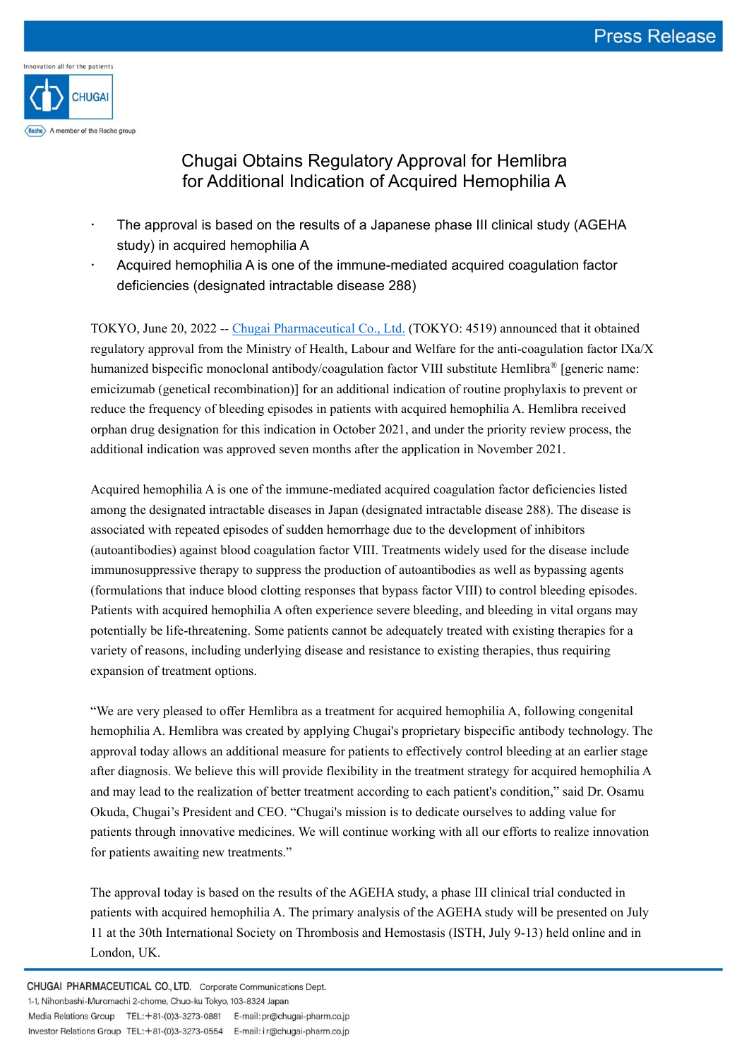Press Release

Innovation all for the patients

CHUGAI

A member of the Roche group

# Chugai Obtains Regulatory Approval for Hemlibra for Additional Indication of Acquired Hemophilia A

- The approval is based on the results of a Japanese phase III clinical study (AGEHA study) in acquired hemophilia A
- Acquired hemophilia A is one of the immune-mediated acquired coagulation factor deficiencies (designated intractable disease 288)

TOKYO, June 20, 2022 -- Chugai Pharmaceutical Co., Ltd. (TOKYO: 4519) announced that it obtained regulatory approval from the Ministry of Health, Labour and Welfare for the anti-coagulation factor IXa/X humanized bispecific monoclonal antibody/coagulation factor VIII substitute Hemlibra® [generic name: emicizumab (genetical recombination)] for an additional indication of routine prophylaxis to prevent or reduce the frequency of bleeding episodes in patients with acquired hemophilia A. Hemlibra received orphan drug designation for this indication in October 2021, and under the priority review process, the additional indication was approved seven months after the application in November 2021.

Acquired hemophilia A is one of the immune-mediated acquired coagulation factor deficiencies listed among the designated intractable diseases in Japan (designated intractable disease 288). The disease is associated with repeated episodes of sudden hemorrhage due to the development of inhibitors (autoantibodies) against blood coagulation factor VIII. Treatments widely used for the disease include immunosuppressive therapy to suppress the production of autoantibodies as well as bypassing agents (formulations that induce blood clotting responses that bypass factor VIII) to control bleeding episodes. Patients with acquired hemophilia A often experience severe bleeding, and bleeding in vital organs may potentially be life-threatening. Some patients cannot be adequately treated with existing therapies for a variety of reasons, including underlying disease and resistance to existing therapies, thus requiring expansion of treatment options.

"We are very pleased to offer Hemlibra as a treatment for acquired hemophilia A, following congenital hemophilia A. Hemlibra was created by applying Chugai's proprietary bispecific antibody technology. The approval today allows an additional measure for patients to effectively control bleeding at an earlier stage after diagnosis. We believe this will provide flexibility in the treatment strategy for acquired hemophilia A and may lead to the realization of better treatment according to each patient's condition," said Dr. Osamu Okuda, Chugai's President and CEO. "Chugai's mission is to dedicate ourselves to adding value for patients through innovative medicines. We will continue working with all our efforts to realize innovation for patients awaiting new treatments."

The approval today is based on the results of the AGEHA study, a phase III clinical trial conducted in patients with acquired hemophilia A. The primary analysis of the AGEHA study will be presented on July 11 at the 30th International Society on Thrombosis and Hemostasis (ISTH, July 9-13) held online and in London, UK.

CHUGAI PHARMACEUTICAL CO., LTD. Corporate Communications Dept.
1-1, Nihonbashi-Muromachi 2-chome, Chuo-ku Tokyo, 103-8324 Japan
Media Relations Group TEL:+81-(0)3-3273-0881 E-mail:pr@chugai-pharm.co.jp
Investor Relations Group TEL:+81-(0)3-3273-0554 E-mail:ir@chugai-pharm.co.jp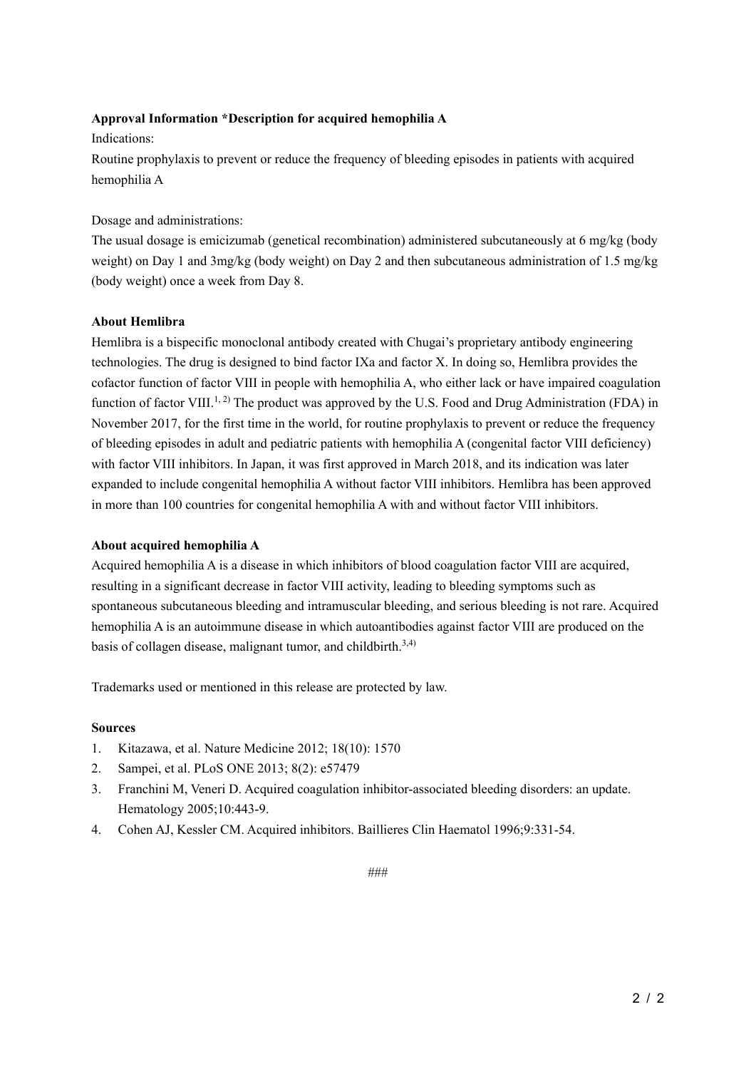**Approval Information *Description for acquired hemophilia A**

Indications:

Routine prophylaxis to prevent or reduce the frequency of bleeding episodes in patients with acquired hemophilia A

Dosage and administrations:

The usual dosage is emicizumab (genetical recombination) administered subcutaneously at 6 mg/kg (body weight) on Day 1 and 3mg/kg (body weight) on Day 2 and then subcutaneous administration of 1.5 mg/kg (body weight) once a week from Day 8.

**About Hemlibra**

Hemlibra is a bispecific monoclonal antibody created with Chugai's proprietary antibody engineering technologies. The drug is designed to bind factor IXa and factor X. In doing so, Hemlibra provides the cofactor function of factor VIII in people with hemophilia A, who either lack or have impaired coagulation function of factor VIII.[1, 2)] The product was approved by the U.S. Food and Drug Administration (FDA) in November 2017, for the first time in the world, for routine prophylaxis to prevent or reduce the frequency of bleeding episodes in adult and pediatric patients with hemophilia A (congenital factor VIII deficiency) with factor VIII inhibitors. In Japan, it was first approved in March 2018, and its indication was later expanded to include congenital hemophilia A without factor VIII inhibitors. Hemlibra has been approved in more than 100 countries for congenital hemophilia A with and without factor VIII inhibitors.

**About acquired hemophilia A**

Acquired hemophilia A is a disease in which inhibitors of blood coagulation factor VIII are acquired, resulting in a significant decrease in factor VIII activity, leading to bleeding symptoms such as spontaneous subcutaneous bleeding and intramuscular bleeding, and serious bleeding is not rare. Acquired hemophilia A is an autoimmune disease in which autoantibodies against factor VIII are produced on the basis of collagen disease, malignant tumor, and childbirth.[3,4)]

Trademarks used or mentioned in this release are protected by law.

**Sources**

1. Kitazawa, et al. Nature Medicine 2012; 18(10): 1570
2. Sampei, et al. PLoS ONE 2013; 8(2): e57479
3. Franchini M, Veneri D. Acquired coagulation inhibitor-associated bleeding disorders: an update. Hematology 2005;10:443-9.
4. Cohen AJ, Kessler CM. Acquired inhibitors. Baillieres Clin Haematol 1996;9:331-54.

###